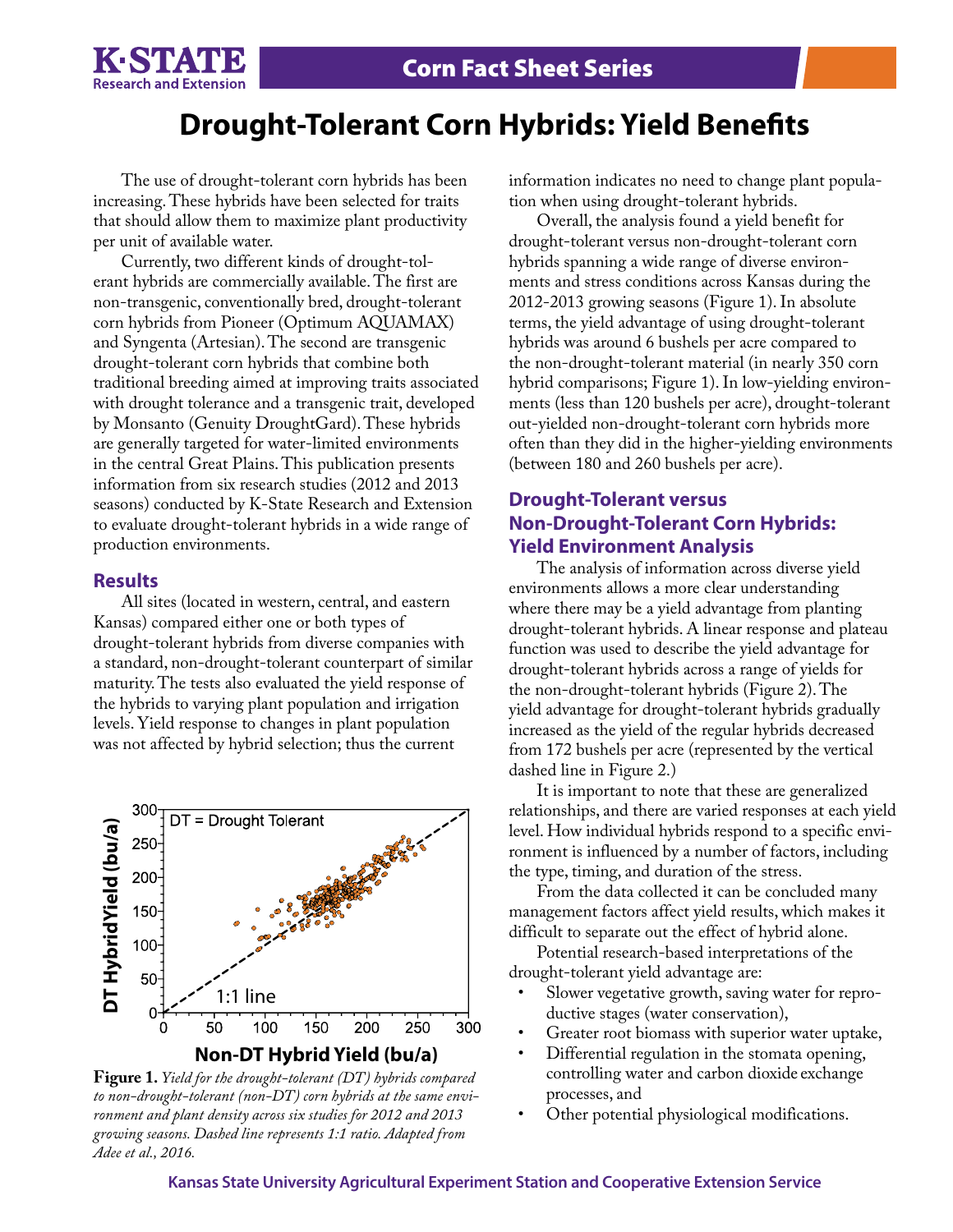# Drought-Tolerant Corn Hybrids: Yield Benefits

The use of drought-tolerant corn hybrids has been increasing. These hybrids have been selected for traits that should allow them to maximize plant productivity per unit of available water.

Currently, two different kinds of drought-tolerant hybrids are commercially available. The first are non-transgenic, conventionally bred, drought-tolerant corn hybrids from Pioneer (Optimum AQUAMAX) and Syngenta (Artesian). The second are transgenic drought-tolerant corn hybrids that combine both traditional breeding aimed at improving traits associated with drought tolerance and a transgenic trait, developed by Monsanto (Genuity DroughtGard). These hybrids are generally targeted for water-limited environments in the central Great Plains. This publication presents information from six research studies (2012 and 2013 seasons) conducted by K-State Research and Extension to evaluate drought-tolerant hybrids in a wide range of production environments.

## Results

All sites (located in western, central, and eastern Kansas) compared either one or both types of drought-tolerant hybrids from diverse companies with a standard, non-drought-tolerant counterpart of similar maturity. The tests also evaluated the yield response of the hybrids to varying plant population and irrigation levels. Yield response to changes in plant population was not affected by hybrid selection; thus the current information indicates no need to change plant population when using drought-tolerant hybrids.

Overall, the analysis found a yield benefit for drought-tolerant versus non-drought-tolerant corn hybrids spanning a wide range of diverse environments and stress conditions across Kansas during the 2012-2013 growing seasons (Figure 1). In absolute terms, the yield advantage of using drought-tolerant hybrids was around 6 bushels per acre compared to the non-drought-tolerant material (in nearly 350 corn hybrid comparisons; Figure 1). In low-yielding environments (less than 120 bushels per acre), drought-tolerant out-yielded non-drought-tolerant corn hybrids more often than they did in the higher-yielding environments (between 180 and 260 bushels per acre).

**Figure 1.** *Yield for the drought-tolerant (DT) hybrids compared to non-drought-tolerant (non-DT) corn hybrids at the same environment and plant density across six studies for 2012 and 2013 growing seasons. Dashed line represents 1:1 ratio. Adapted from Adee et al., 2016.*

## Drought-Tolerant versus Non-Drought-Tolerant Corn Hybrids: Yield Environment Analysis

The analysis of information across diverse yield environments allows a more clear understanding where there may be a yield advantage from planting drought-tolerant hybrids. A linear response and plateau function was used to describe the yield advantage for drought-tolerant hybrids across a range of yields for the non-drought-tolerant hybrids (Figure 2). The yield advantage for drought-tolerant hybrids gradually increased as the yield of the regular hybrids decreased from 172 bushels per acre (represented by the vertical dashed line in Figure 2.)

It is important to note that these are generalized relationships, and there are varied responses at each yield level. How individual hybrids respond to a specific environment is influenced by a number of factors, including the type, timing, and duration of the stress.

From the data collected it can be concluded many management factors affect yield results, which makes it difficult to separate out the effect of hybrid alone.

Potential research-based interpretations of the drought-tolerant yield advantage are:

- Slower vegetative growth, saving water for reproductive stages (water conservation),
- Greater root biomass with superior water uptake,
- Differential regulation in the stomata opening, controlling water and carbon dioxide exchange processes, and
- Other potential physiological modifications.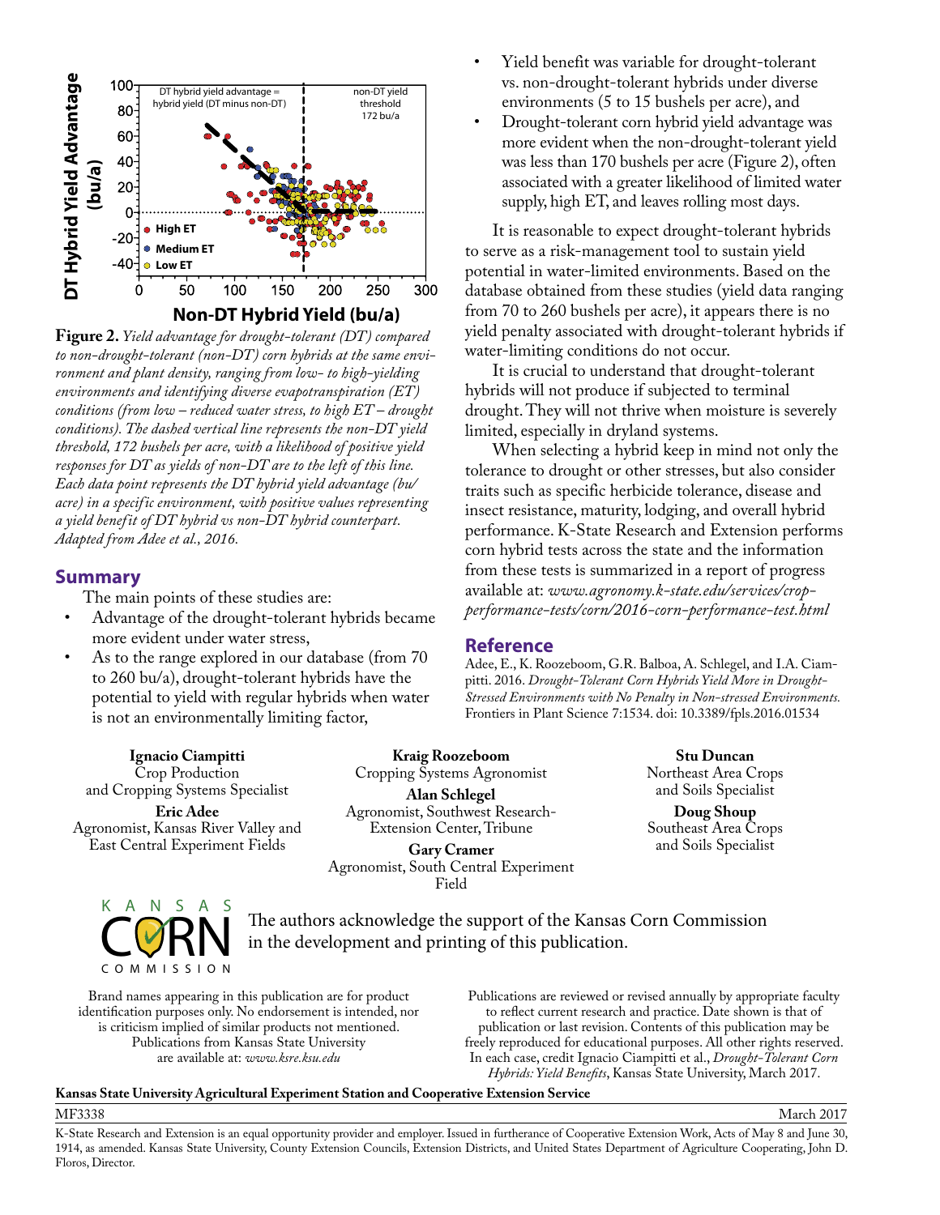DT Hybrid Yield Advantage (bu/a)

100
80
60
40
20
0
-20
-40

DT hybrid yield advantage = hybrid yield (DT minus non-DT)

non-DT yield threshold 172 bu/a

High ET
Medium ET
Low ET

0 50 100 150 200 250 300

Non-DT Hybrid Yield (bu/a)

**Figure 2.** *Yield advantage for drought-tolerant (DT) compared to non-drought-tolerant (non-DT) corn hybrids at the same environment and plant density, ranging from low- to high-yielding environments and identifying diverse evapotranspiration (ET) conditions (from low – reduced water stress, to high ET – drought conditions). The dashed vertical line represents the non-DT yield threshold, 172 bushels per acre, with a likelihood of positive yield responses for DT as yields of non-DT are to the left of this line. Each data point represents the DT hybrid yield advantage (bu/acre) in a specific environment, with positive values representing a yield benefit of DT hybrid vs non-DT hybrid counterpart. Adapted from Adee et al., 2016.*

## Summary

The main points of these studies are:

- Advantage of the drought-tolerant hybrids became more evident under water stress,
- As to the range explored in our database (from 70 to 260 bu/a), drought-tolerant hybrids have the potential to yield with regular hybrids when water is not an environmentally limiting factor,
- Yield benefit was variable for drought-tolerant vs. non-drought-tolerant hybrids under diverse environments (5 to 15 bushels per acre), and
- Drought-tolerant corn hybrid yield advantage was more evident when the non-drought-tolerant yield was less than 170 bushels per acre (Figure 2), often associated with a greater likelihood of limited water supply, high ET, and leaves rolling most days.

It is reasonable to expect drought-tolerant hybrids to serve as a risk-management tool to sustain yield potential in water-limited environments. Based on the database obtained from these studies (yield data ranging from 70 to 260 bushels per acre), it appears there is no yield penalty associated with drought-tolerant hybrids if water-limiting conditions do not occur.

It is crucial to understand that drought-tolerant hybrids will not produce if subjected to terminal drought. They will not thrive when moisture is severely limited, especially in dryland systems.

When selecting a hybrid keep in mind not only the tolerance to drought or other stresses, but also consider traits such as specific herbicide tolerance, disease and insect resistance, maturity, lodging, and overall hybrid performance. K-State Research and Extension performs corn hybrid tests across the state and the information from these tests is summarized in a report of progress available at: *www.agronomy.k-state.edu/services/crop-performance-tests/corn/2016-corn-performance-test.html*

## Reference

Adee, E., K. Roozeboom, G.R. Balboa, A. Schlegel, and I.A. Ciampitti. 2016. *Drought-Tolerant Corn Hybrids Yield More in Drought-Stressed Environments with No Penalty in Non-stressed Environments.* Frontiers in Plant Science 7:1534. doi: 10.3389/fpls.2016.01534

**Ignacio Ciampitti**
Crop Production and Cropping Systems Specialist

**Eric Adee**
Agronomist, Kansas River Valley and East Central Experiment Fields

**Kraig Roozeboom**
Cropping Systems Agronomist

**Alan Schlegel**
Agronomist, Southwest Research-Extension Center, Tribune

**Gary Cramer**
Agronomist, South Central Experiment Field

**Stu Duncan**
Northeast Area Crops and Soils Specialist

**Doug Shoup**
Southeast Area Crops and Soils Specialist

KANSAS CORN COMMISSION

The authors acknowledge the support of the Kansas Corn Commission in the development and printing of this publication.

Brand names appearing in this publication are for product identification purposes only. No endorsement is intended, nor is criticism implied of similar products not mentioned. Publications from Kansas State University are available at: *www.ksre.ksu.edu*

Publications are reviewed or revised annually by appropriate faculty to reflect current research and practice. Date shown is that of publication or last revision. Contents of this publication may be freely reproduced for educational purposes. All other rights reserved. In each case, credit Ignacio Ciampitti et al., *Drought-Tolerant Corn Hybrids: Yield Benefits*, Kansas State University, March 2017.

**Kansas State University Agricultural Experiment Station and Cooperative Extension Service**

MF3338 March 2017

K-State Research and Extension is an equal opportunity provider and employer. Issued in furtherance of Cooperative Extension Work, Acts of May 8 and June 30, 1914, as amended. Kansas State University, County Extension Councils, Extension Districts, and United States Department of Agriculture Cooperating, John D. Floros, Director.